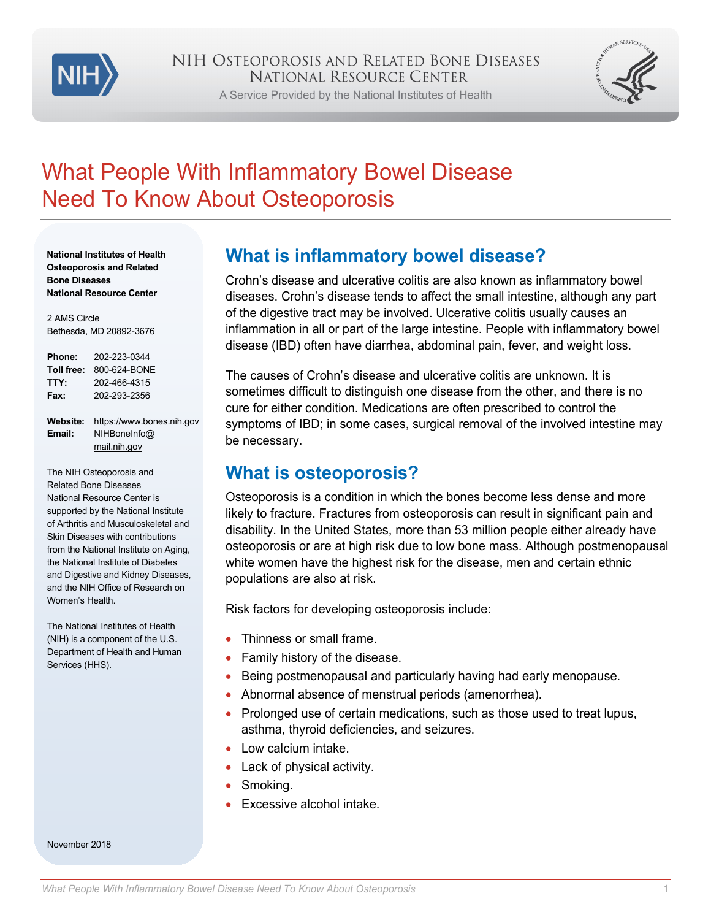NIH Osteoporosis and Related Bone Diseases
National Resource Center
A Service Provided by the National Institutes of Health

# What People With Inflammatory Bowel Disease Need To Know About Osteoporosis

## What is inflammatory bowel disease?

Crohn's disease and ulcerative colitis are also known as inflammatory bowel diseases. Crohn's disease tends to affect the small intestine, although any part of the digestive tract may be involved. Ulcerative colitis usually causes an inflammation in all or part of the large intestine. People with inflammatory bowel disease (IBD) often have diarrhea, abdominal pain, fever, and weight loss.

The causes of Crohn's disease and ulcerative colitis are unknown. It is sometimes difficult to distinguish one disease from the other, and there is no cure for either condition. Medications are often prescribed to control the symptoms of IBD; in some cases, surgical removal of the involved intestine may be necessary.

## What is osteoporosis?

Osteoporosis is a condition in which the bones become less dense and more likely to fracture. Fractures from osteoporosis can result in significant pain and disability. In the United States, more than 53 million people either already have osteoporosis or are at high risk due to low bone mass. Although postmenopausal white women have the highest risk for the disease, men and certain ethnic populations are also at risk.

Risk factors for developing osteoporosis include:

- Thinness or small frame.
- Family history of the disease.
- Being postmenopausal and particularly having had early menopause.
- Abnormal absence of menstrual periods (amenorrhea).
- Prolonged use of certain medications, such as those used to treat lupus, asthma, thyroid deficiencies, and seizures.
- Low calcium intake.
- Lack of physical activity.
- Smoking.
- Excessive alcohol intake.

**National Institutes of Health Osteoporosis and Related Bone Diseases National Resource Center**

2 AMS Circle
Bethesda, MD 20892-3676

**Phone:** 202-223-0344
**Toll free:** 800-624-BONE
**TTY:** 202-466-4315
**Fax:** 202-293-2356

**Website:** https://www.bones.nih.gov
**Email:** NIHBoneInfo@mail.nih.gov

The NIH Osteoporosis and Related Bone Diseases National Resource Center is supported by the National Institute of Arthritis and Musculoskeletal and Skin Diseases with contributions from the National Institute on Aging, the National Institute of Diabetes and Digestive and Kidney Diseases, and the NIH Office of Research on Women's Health.

The National Institutes of Health (NIH) is a component of the U.S. Department of Health and Human Services (HHS).

November 2018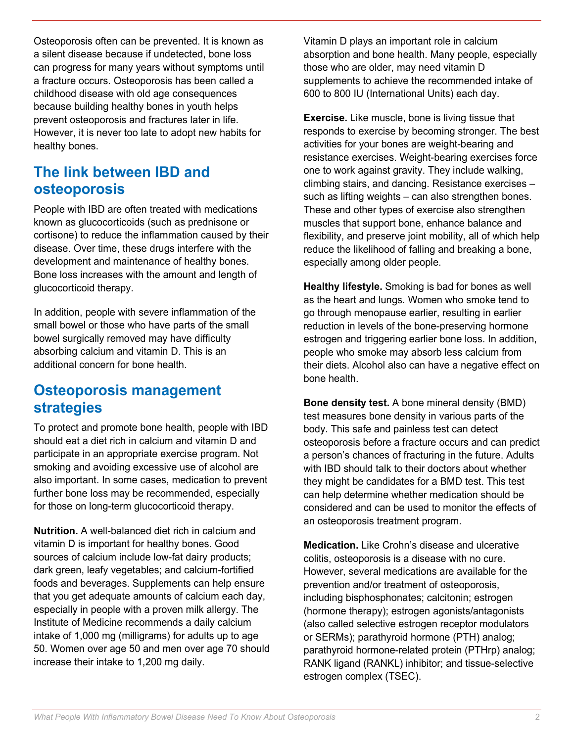Osteoporosis often can be prevented. It is known as a silent disease because if undetected, bone loss can progress for many years without symptoms until a fracture occurs. Osteoporosis has been called a childhood disease with old age consequences because building healthy bones in youth helps prevent osteoporosis and fractures later in life. However, it is never too late to adopt new habits for healthy bones.

## The link between IBD and osteoporosis

People with IBD are often treated with medications known as glucocorticoids (such as prednisone or cortisone) to reduce the inflammation caused by their disease. Over time, these drugs interfere with the development and maintenance of healthy bones. Bone loss increases with the amount and length of glucocorticoid therapy.

In addition, people with severe inflammation of the small bowel or those who have parts of the small bowel surgically removed may have difficulty absorbing calcium and vitamin D. This is an additional concern for bone health.

## Osteoporosis management strategies

To protect and promote bone health, people with IBD should eat a diet rich in calcium and vitamin D and participate in an appropriate exercise program. Not smoking and avoiding excessive use of alcohol are also important. In some cases, medication to prevent further bone loss may be recommended, especially for those on long-term glucocorticoid therapy.

**Nutrition.** A well-balanced diet rich in calcium and vitamin D is important for healthy bones. Good sources of calcium include low-fat dairy products; dark green, leafy vegetables; and calcium-fortified foods and beverages. Supplements can help ensure that you get adequate amounts of calcium each day, especially in people with a proven milk allergy. The Institute of Medicine recommends a daily calcium intake of 1,000 mg (milligrams) for adults up to age 50. Women over age 50 and men over age 70 should increase their intake to 1,200 mg daily.

Vitamin D plays an important role in calcium absorption and bone health. Many people, especially those who are older, may need vitamin D supplements to achieve the recommended intake of 600 to 800 IU (International Units) each day.

**Exercise.** Like muscle, bone is living tissue that responds to exercise by becoming stronger. The best activities for your bones are weight-bearing and resistance exercises. Weight-bearing exercises force one to work against gravity. They include walking, climbing stairs, and dancing. Resistance exercises – such as lifting weights – can also strengthen bones. These and other types of exercise also strengthen muscles that support bone, enhance balance and flexibility, and preserve joint mobility, all of which help reduce the likelihood of falling and breaking a bone, especially among older people.

**Healthy lifestyle.** Smoking is bad for bones as well as the heart and lungs. Women who smoke tend to go through menopause earlier, resulting in earlier reduction in levels of the bone-preserving hormone estrogen and triggering earlier bone loss. In addition, people who smoke may absorb less calcium from their diets. Alcohol also can have a negative effect on bone health.

**Bone density test.** A bone mineral density (BMD) test measures bone density in various parts of the body. This safe and painless test can detect osteoporosis before a fracture occurs and can predict a person's chances of fracturing in the future. Adults with IBD should talk to their doctors about whether they might be candidates for a BMD test. This test can help determine whether medication should be considered and can be used to monitor the effects of an osteoporosis treatment program.

**Medication.** Like Crohn's disease and ulcerative colitis, osteoporosis is a disease with no cure. However, several medications are available for the prevention and/or treatment of osteoporosis, including bisphosphonates; calcitonin; estrogen (hormone therapy); estrogen agonists/antagonists (also called selective estrogen receptor modulators or SERMs); parathyroid hormone (PTH) analog; parathyroid hormone-related protein (PTHrp) analog; RANK ligand (RANKL) inhibitor; and tissue-selective estrogen complex (TSEC).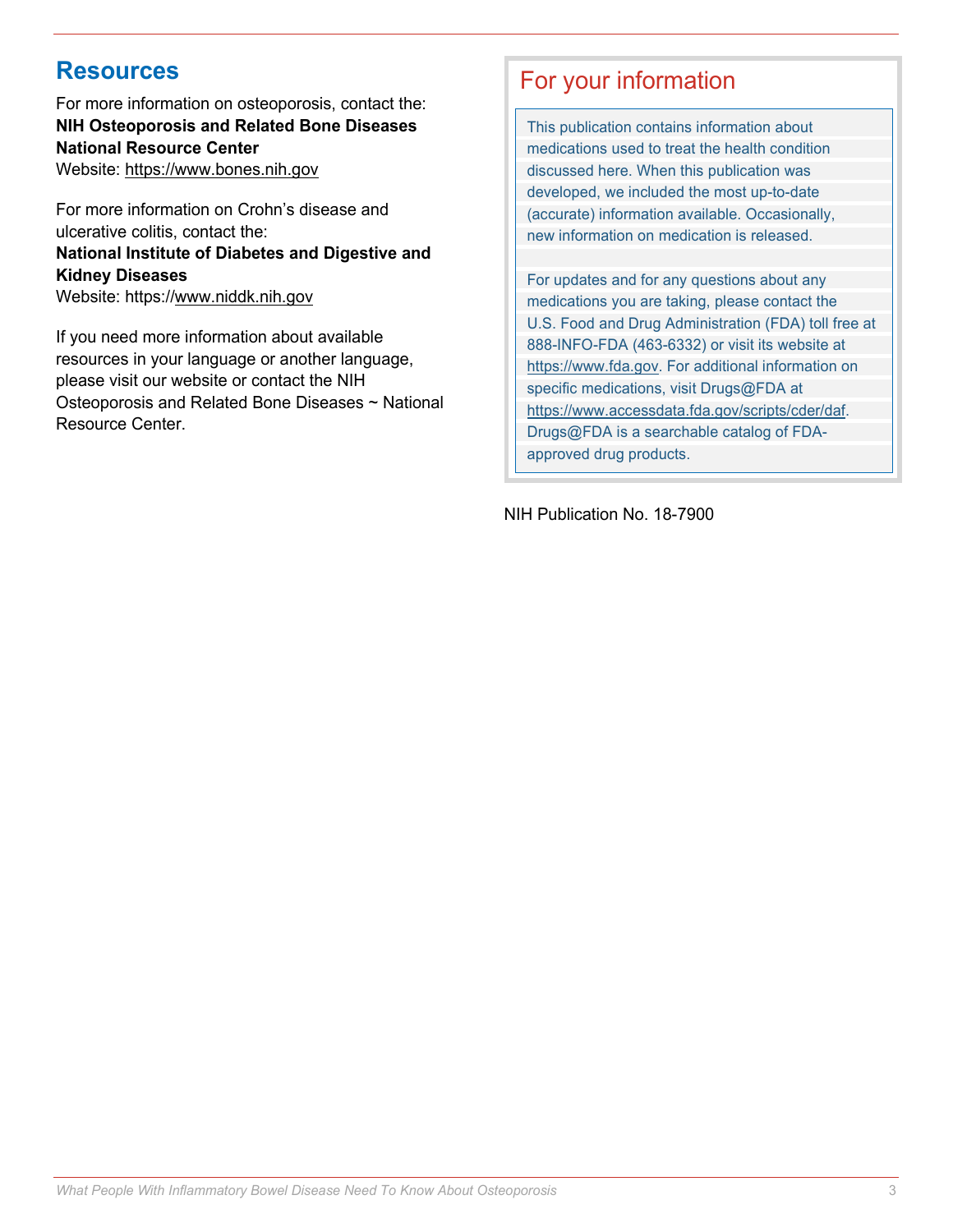## Resources

For more information on osteoporosis, contact the:
**NIH Osteoporosis and Related Bone Diseases National Resource Center**
Website: https://www.bones.nih.gov

For more information on Crohn's disease and ulcerative colitis, contact the:
**National Institute of Diabetes and Digestive and Kidney Diseases**
Website: https://www.niddk.nih.gov

If you need more information about available resources in your language or another language, please visit our website or contact the NIH Osteoporosis and Related Bone Diseases ~ National Resource Center.

## For your information

This publication contains information about medications used to treat the health condition discussed here. When this publication was developed, we included the most up-to-date (accurate) information available. Occasionally, new information on medication is released.

For updates and for any questions about any medications you are taking, please contact the U.S. Food and Drug Administration (FDA) toll free at 888-INFO-FDA (463-6332) or visit its website at https://www.fda.gov. For additional information on specific medications, visit Drugs@FDA at https://www.accessdata.fda.gov/scripts/cder/daf. Drugs@FDA is a searchable catalog of FDA-approved drug products.

NIH Publication No. 18-7900